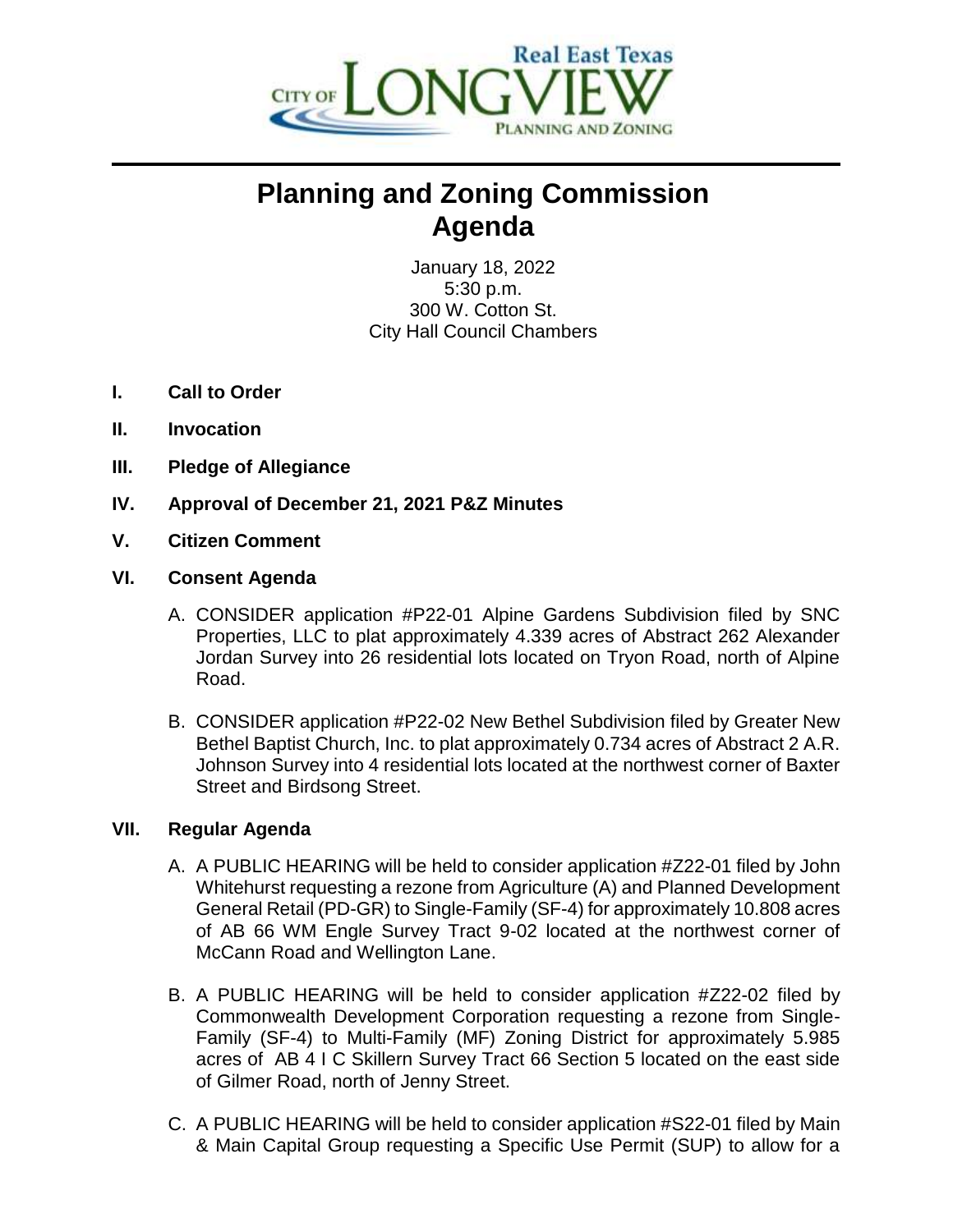# Planning and Zoning Commission Agenda

January 18, 2022
5:30 p.m.
300 W. Cotton St.
City Hall Council Chambers

**I. Call to Order**

**II. Invocation**

**III. Pledge of Allegiance**

**IV. Approval of December 21, 2021 P&Z Minutes**

**V. Citizen Comment**

**VI. Consent Agenda**

A. CONSIDER application #P22-01 Alpine Gardens Subdivision filed by SNC Properties, LLC to plat approximately 4.339 acres of Abstract 262 Alexander Jordan Survey into 26 residential lots located on Tryon Road, north of Alpine Road.

B. CONSIDER application #P22-02 New Bethel Subdivision filed by Greater New Bethel Baptist Church, Inc. to plat approximately 0.734 acres of Abstract 2 A.R. Johnson Survey into 4 residential lots located at the northwest corner of Baxter Street and Birdsong Street.

**VII. Regular Agenda**

A. A PUBLIC HEARING will be held to consider application #Z22-01 filed by John Whitehurst requesting a rezone from Agriculture (A) and Planned Development General Retail (PD-GR) to Single-Family (SF-4) for approximately 10.808 acres of AB 66 WM Engle Survey Tract 9-02 located at the northwest corner of McCann Road and Wellington Lane.

B. A PUBLIC HEARING will be held to consider application #Z22-02 filed by Commonwealth Development Corporation requesting a rezone from Single-Family (SF-4) to Multi-Family (MF) Zoning District for approximately 5.985 acres of AB 4 I C Skillern Survey Tract 66 Section 5 located on the east side of Gilmer Road, north of Jenny Street.

C. A PUBLIC HEARING will be held to consider application #S22-01 filed by Main & Main Capital Group requesting a Specific Use Permit (SUP) to allow for a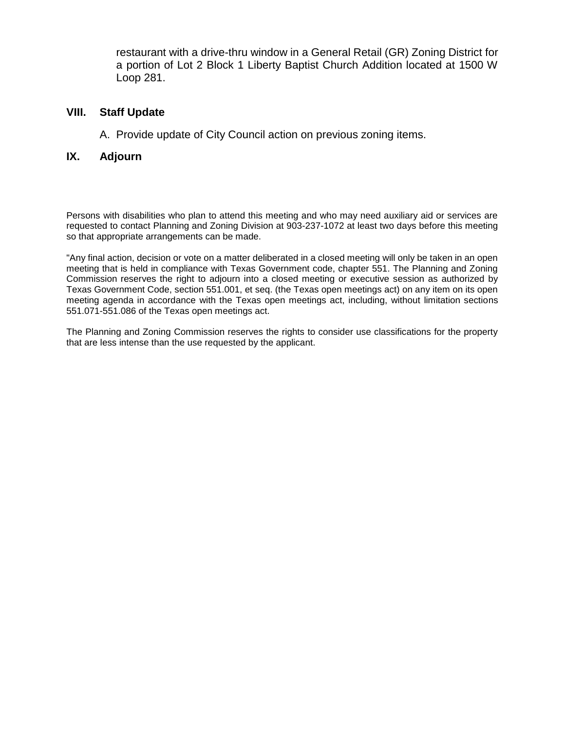restaurant with a drive-thru window in a General Retail (GR) Zoning District for a portion of Lot 2 Block 1 Liberty Baptist Church Addition located at 1500 W Loop 281.

## VIII. Staff Update

A. Provide update of City Council action on previous zoning items.

## IX. Adjourn

Persons with disabilities who plan to attend this meeting and who may need auxiliary aid or services are requested to contact Planning and Zoning Division at 903-237-1072 at least two days before this meeting so that appropriate arrangements can be made.

"Any final action, decision or vote on a matter deliberated in a closed meeting will only be taken in an open meeting that is held in compliance with Texas Government code, chapter 551. The Planning and Zoning Commission reserves the right to adjourn into a closed meeting or executive session as authorized by Texas Government Code, section 551.001, et seq. (the Texas open meetings act) on any item on its open meeting agenda in accordance with the Texas open meetings act, including, without limitation sections 551.071-551.086 of the Texas open meetings act.

The Planning and Zoning Commission reserves the rights to consider use classifications for the property that are less intense than the use requested by the applicant.